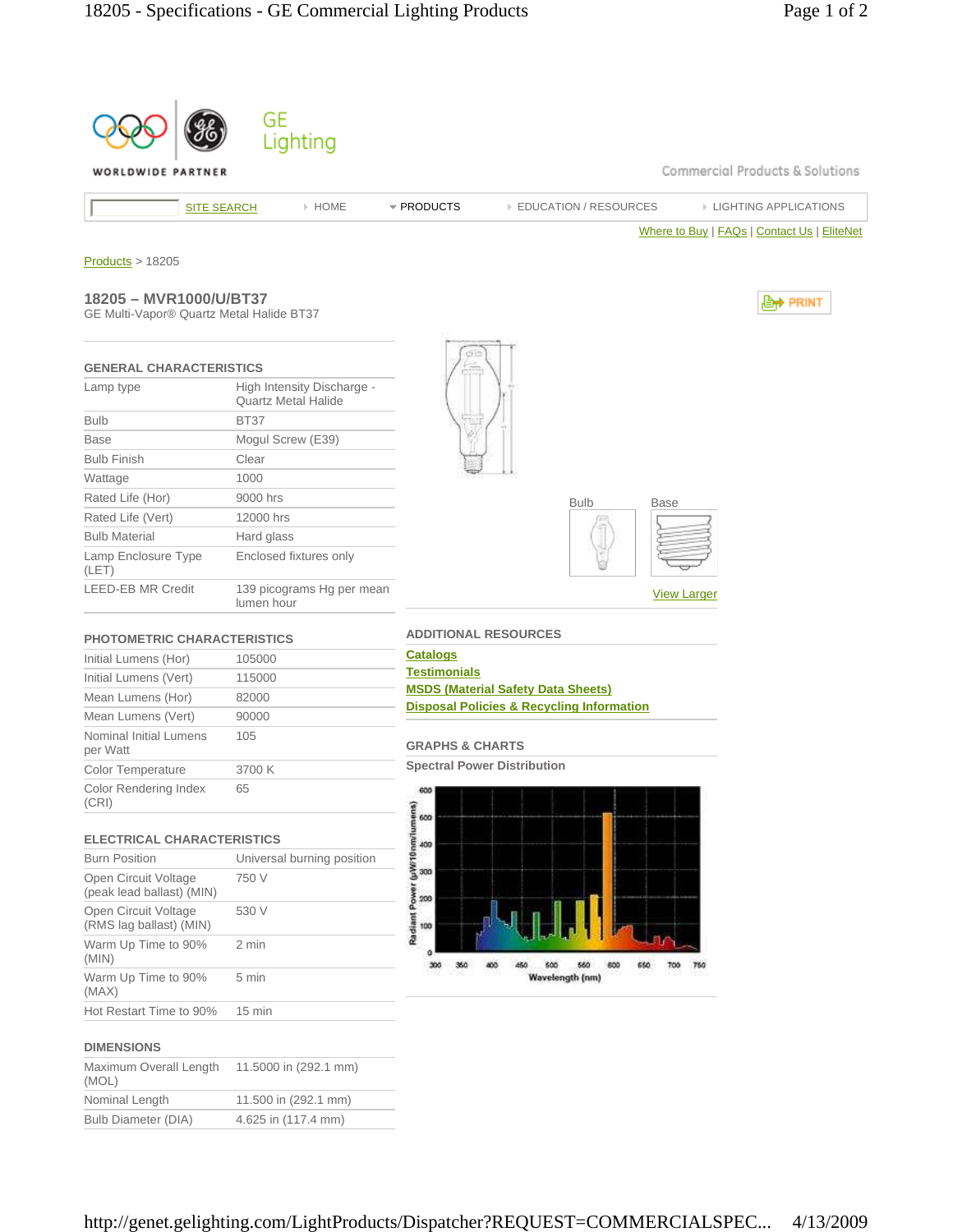GE Lighting

WORLDWIDE PARTNER

Commercial Products & Solutions

SITE SEARCH | HOME | PRODUCTS | EDUCATION / RESOURCES | LIGHTING APPLICATIONS

Where to Buy | FAQs | Contact Us | EliteNet

Products > 18205

## 18205 – MVR1000/U/BT37

GE Multi-Vapor® Quartz Metal Halide BT37

PRINT

### GENERAL CHARACTERISTICS

| | |
|---|---|
| Lamp type | High Intensity Discharge - Quartz Metal Halide |
| Bulb | BT37 |
| Base | Mogul Screw (E39) |
| Bulb Finish | Clear |
| Wattage | 1000 |
| Rated Life (Hor) | 9000 hrs |
| Rated Life (Vert) | 12000 hrs |
| Bulb Material | Hard glass |
| Lamp Enclosure Type (LET) | Enclosed fixtures only |
| LEED-EB MR Credit | 139 picograms Hg per mean lumen hour |

### PHOTOMETRIC CHARACTERISTICS

| | |
|---|---|
| Initial Lumens (Hor) | 105000 |
| Initial Lumens (Vert) | 115000 |
| Mean Lumens (Hor) | 82000 |
| Mean Lumens (Vert) | 90000 |
| Nominal Initial Lumens per Watt | 105 |
| Color Temperature | 3700 K |
| Color Rendering Index (CRI) | 65 |

### ELECTRICAL CHARACTERISTICS

| | |
|---|---|
| Burn Position | Universal burning position |
| Open Circuit Voltage (peak lead ballast) (MIN) | 750 V |
| Open Circuit Voltage (RMS lag ballast) (MIN) | 530 V |
| Warm Up Time to 90% (MIN) | 2 min |
| Warm Up Time to 90% (MAX) | 5 min |
| Hot Restart Time to 90% | 15 min |

### DIMENSIONS

| | |
|---|---|
| Maximum Overall Length (MOL) | 11.5000 in (292.1 mm) |
| Nominal Length | 11.500 in (292.1 mm) |
| Bulb Diameter (DIA) | 4.625 in (117.4 mm) |

Bulb | Base

View Larger

### ADDITIONAL RESOURCES

- Catalogs
- Testimonials
- MSDS (Material Safety Data Sheets)
- Disposal Policies & Recycling Information

### GRAPHS & CHARTS

**Spectral Power Distribution**

Radiant Power (µW/10nm/lumens) vs. Wavelength (nm)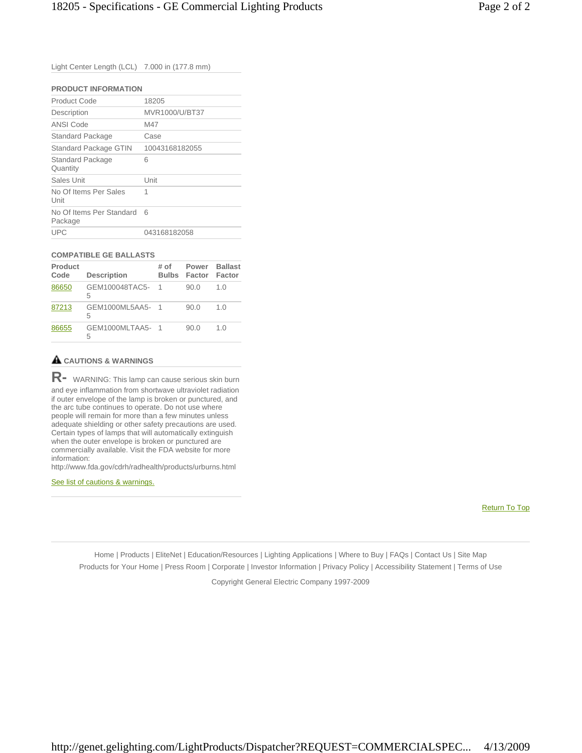| | |
|---|---|
| Light Center Length (LCL) | 7.000 in (177.8 mm) |

## PRODUCT INFORMATION

| | |
|---|---|
| Product Code | 18205 |
| Description | MVR1000/U/BT37 |
| ANSI Code | M47 |
| Standard Package | Case |
| Standard Package GTIN | 10043168182055 |
| Standard Package Quantity | 6 |
| Sales Unit | Unit |
| No Of Items Per Sales Unit | 1 |
| No Of Items Per Standard Package | 6 |
| UPC | 043168182058 |

## COMPATIBLE GE BALLASTS

| Product Code | Description | # of Bulbs | Power Factor | Ballast Factor |
|---|---|---|---|---|
| 86650 | GEM100048TAC5-5 | 1 | 90.0 | 1.0 |
| 87213 | GEM1000ML5AA5-5 | 1 | 90.0 | 1.0 |
| 86655 | GEM1000MLTAA5-5 | 1 | 90.0 | 1.0 |

## CAUTIONS & WARNINGS

**R-** WARNING: This lamp can cause serious skin burn and eye inflammation from shortwave ultraviolet radiation if outer envelope of the lamp is broken or punctured, and the arc tube continues to operate. Do not use where people will remain for more than a few minutes unless adequate shielding or other safety precautions are used. Certain types of lamps that will automatically extinguish when the outer envelope is broken or punctured are commercially available. Visit the FDA website for more information: http://www.fda.gov/cdrh/radhealth/products/urburns.html

See list of cautions & warnings.

Return To Top

Home | Products | EliteNet | Education/Resources | Lighting Applications | Where to Buy | FAQs | Contact Us | Site Map
Products for Your Home | Press Room | Corporate | Investor Information | Privacy Policy | Accessibility Statement | Terms of Use

Copyright General Electric Company 1997-2009